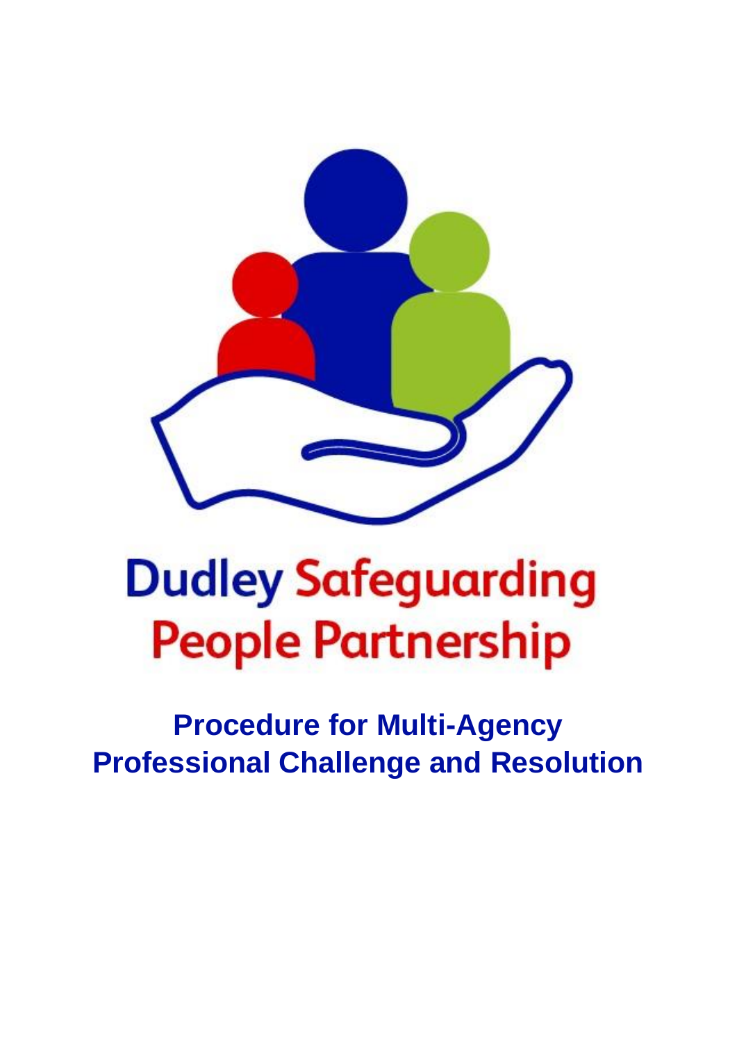Dudley Safeguarding People Partnership

# Procedure for Multi-Agency Professional Challenge and Resolution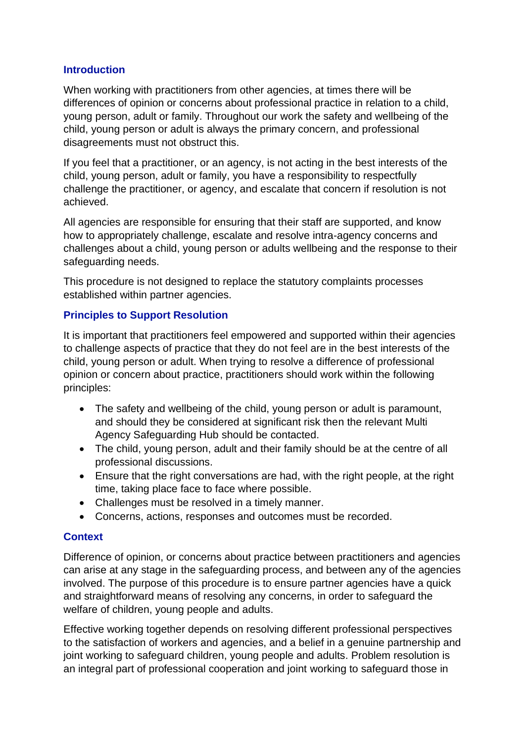## Introduction

When working with practitioners from other agencies, at times there will be differences of opinion or concerns about professional practice in relation to a child, young person, adult or family. Throughout our work the safety and wellbeing of the child, young person or adult is always the primary concern, and professional disagreements must not obstruct this.

If you feel that a practitioner, or an agency, is not acting in the best interests of the child, young person, adult or family, you have a responsibility to respectfully challenge the practitioner, or agency, and escalate that concern if resolution is not achieved.

All agencies are responsible for ensuring that their staff are supported, and know how to appropriately challenge, escalate and resolve intra-agency concerns and challenges about a child, young person or adults wellbeing and the response to their safeguarding needs.

This procedure is not designed to replace the statutory complaints processes established within partner agencies.

## Principles to Support Resolution

It is important that practitioners feel empowered and supported within their agencies to challenge aspects of practice that they do not feel are in the best interests of the child, young person or adult. When trying to resolve a difference of professional opinion or concern about practice, practitioners should work within the following principles:

- The safety and wellbeing of the child, young person or adult is paramount, and should they be considered at significant risk then the relevant Multi Agency Safeguarding Hub should be contacted.
- The child, young person, adult and their family should be at the centre of all professional discussions.
- Ensure that the right conversations are had, with the right people, at the right time, taking place face to face where possible.
- Challenges must be resolved in a timely manner.
- Concerns, actions, responses and outcomes must be recorded.

## Context

Difference of opinion, or concerns about practice between practitioners and agencies can arise at any stage in the safeguarding process, and between any of the agencies involved. The purpose of this procedure is to ensure partner agencies have a quick and straightforward means of resolving any concerns, in order to safeguard the welfare of children, young people and adults.

Effective working together depends on resolving different professional perspectives to the satisfaction of workers and agencies, and a belief in a genuine partnership and joint working to safeguard children, young people and adults. Problem resolution is an integral part of professional cooperation and joint working to safeguard those in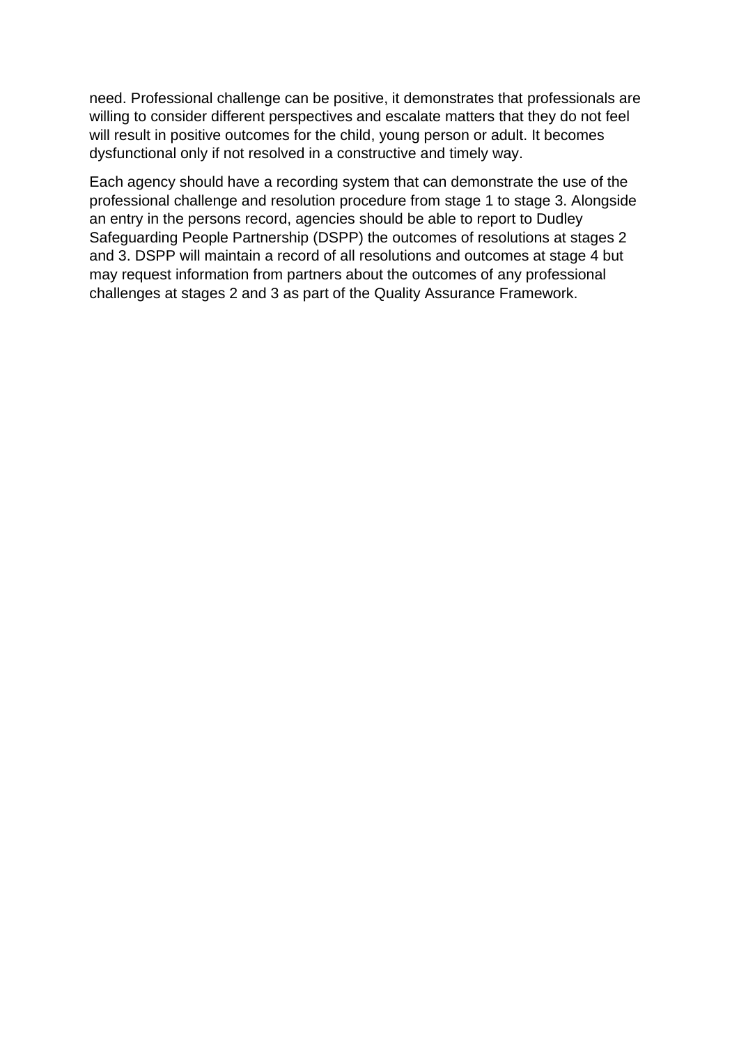need. Professional challenge can be positive, it demonstrates that professionals are willing to consider different perspectives and escalate matters that they do not feel will result in positive outcomes for the child, young person or adult. It becomes dysfunctional only if not resolved in a constructive and timely way.

Each agency should have a recording system that can demonstrate the use of the professional challenge and resolution procedure from stage 1 to stage 3. Alongside an entry in the persons record, agencies should be able to report to Dudley Safeguarding People Partnership (DSPP) the outcomes of resolutions at stages 2 and 3. DSPP will maintain a record of all resolutions and outcomes at stage 4 but may request information from partners about the outcomes of any professional challenges at stages 2 and 3 as part of the Quality Assurance Framework.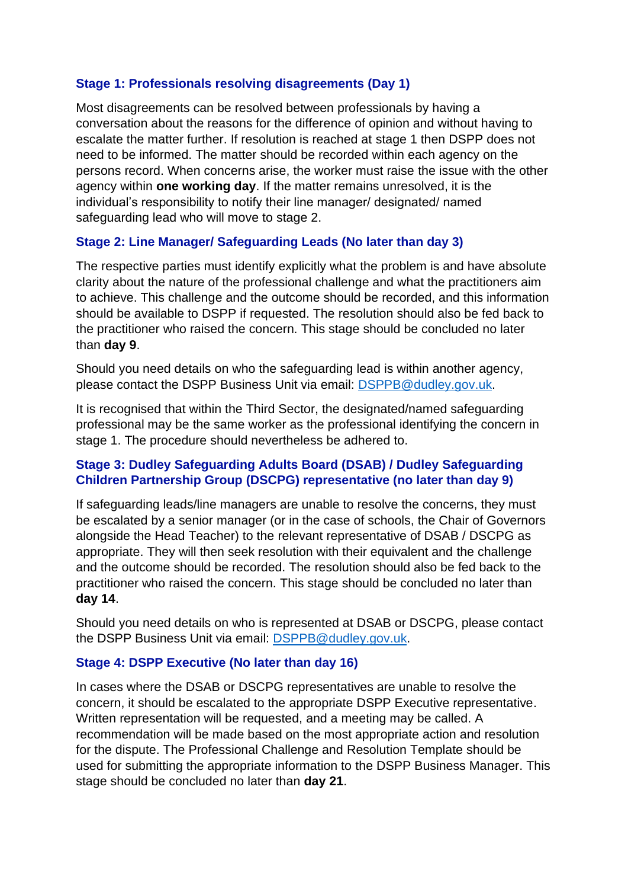### Stage 1: Professionals resolving disagreements (Day 1)

Most disagreements can be resolved between professionals by having a conversation about the reasons for the difference of opinion and without having to escalate the matter further. If resolution is reached at stage 1 then DSPP does not need to be informed. The matter should be recorded within each agency on the persons record. When concerns arise, the worker must raise the issue with the other agency within **one working day**. If the matter remains unresolved, it is the individual's responsibility to notify their line manager/ designated/ named safeguarding lead who will move to stage 2.

### Stage 2: Line Manager/ Safeguarding Leads (No later than day 3)

The respective parties must identify explicitly what the problem is and have absolute clarity about the nature of the professional challenge and what the practitioners aim to achieve. This challenge and the outcome should be recorded, and this information should be available to DSPP if requested. The resolution should also be fed back to the practitioner who raised the concern. This stage should be concluded no later than **day 9**.

Should you need details on who the safeguarding lead is within another agency, please contact the DSPP Business Unit via email: DSPPB@dudley.gov.uk.

It is recognised that within the Third Sector, the designated/named safeguarding professional may be the same worker as the professional identifying the concern in stage 1. The procedure should nevertheless be adhered to.

### Stage 3: Dudley Safeguarding Adults Board (DSAB) / Dudley Safeguarding Children Partnership Group (DSCPG) representative (no later than day 9)

If safeguarding leads/line managers are unable to resolve the concerns, they must be escalated by a senior manager (or in the case of schools, the Chair of Governors alongside the Head Teacher) to the relevant representative of DSAB / DSCPG as appropriate. They will then seek resolution with their equivalent and the challenge and the outcome should be recorded. The resolution should also be fed back to the practitioner who raised the concern. This stage should be concluded no later than **day 14**.

Should you need details on who is represented at DSAB or DSCPG, please contact the DSPP Business Unit via email: DSPPB@dudley.gov.uk.

### Stage 4: DSPP Executive (No later than day 16)

In cases where the DSAB or DSCPG representatives are unable to resolve the concern, it should be escalated to the appropriate DSPP Executive representative. Written representation will be requested, and a meeting may be called. A recommendation will be made based on the most appropriate action and resolution for the dispute. The Professional Challenge and Resolution Template should be used for submitting the appropriate information to the DSPP Business Manager. This stage should be concluded no later than **day 21**.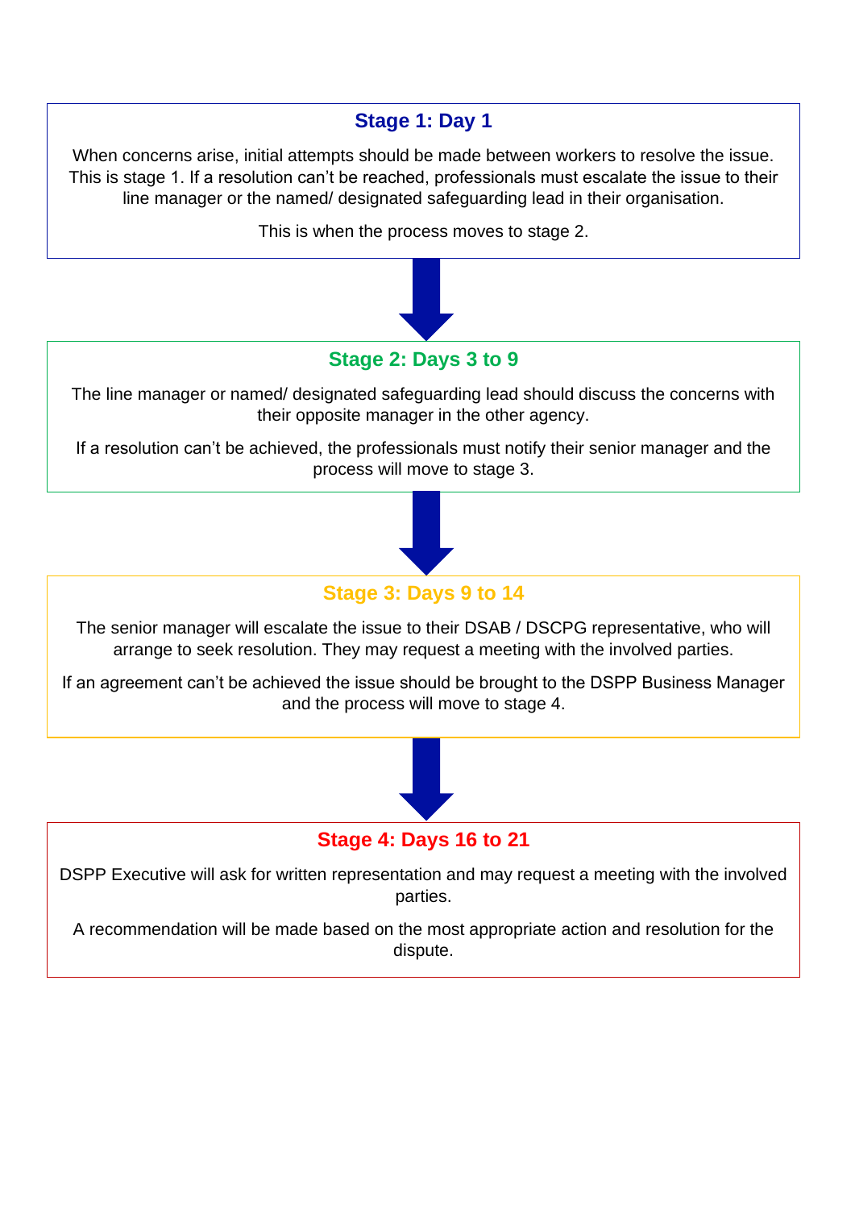## Stage 1: Day 1

When concerns arise, initial attempts should be made between workers to resolve the issue. This is stage 1. If a resolution can't be reached, professionals must escalate the issue to their line manager or the named/ designated safeguarding lead in their organisation.

This is when the process moves to stage 2.

## Stage 2: Days 3 to 9

The line manager or named/ designated safeguarding lead should discuss the concerns with their opposite manager in the other agency.

If a resolution can't be achieved, the professionals must notify their senior manager and the process will move to stage 3.

## Stage 3: Days 9 to 14

The senior manager will escalate the issue to their DSAB / DSCPG representative, who will arrange to seek resolution. They may request a meeting with the involved parties.

If an agreement can't be achieved the issue should be brought to the DSPP Business Manager and the process will move to stage 4.

## Stage 4: Days 16 to 21

DSPP Executive will ask for written representation and may request a meeting with the involved parties.

A recommendation will be made based on the most appropriate action and resolution for the dispute.